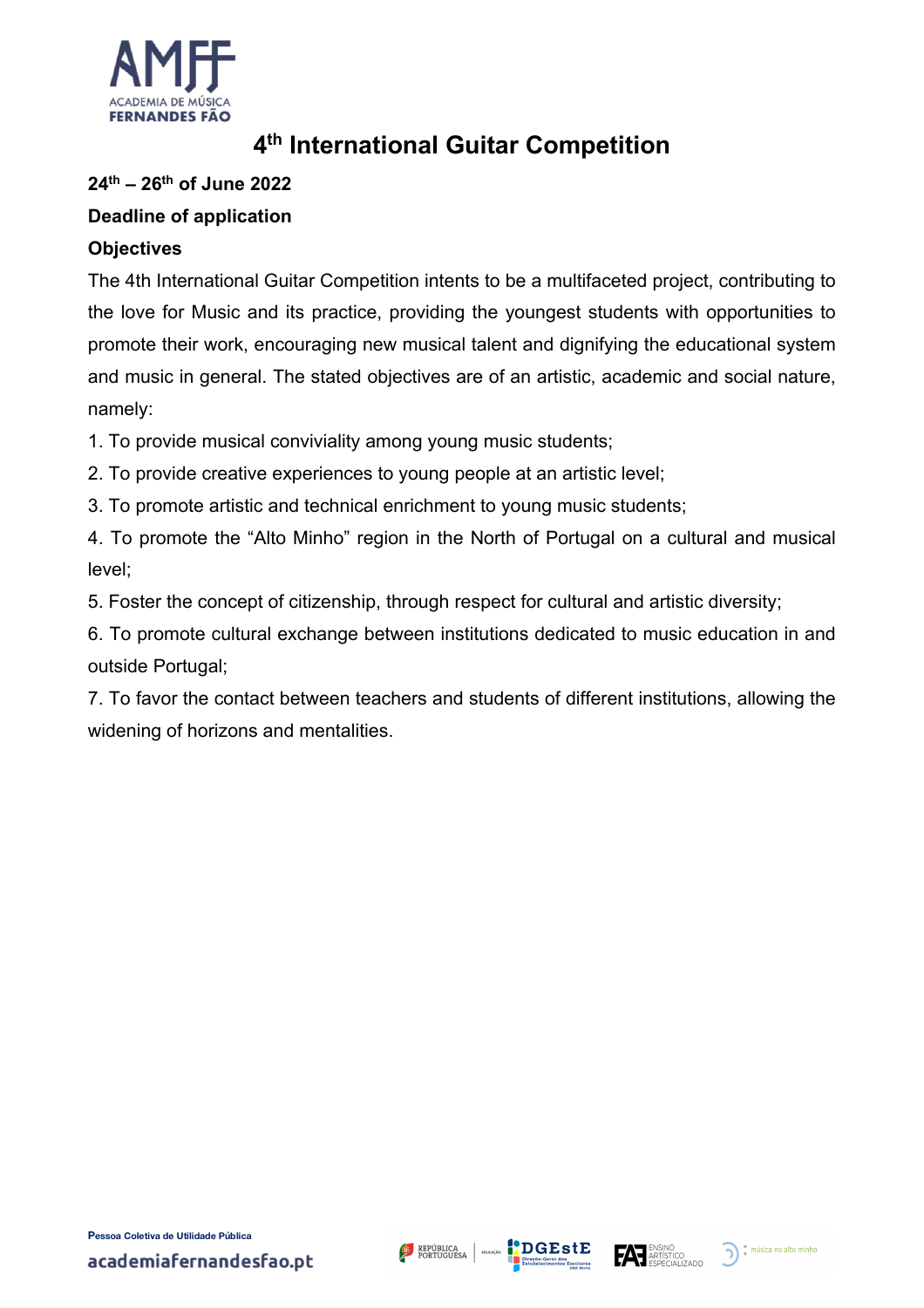# 4th International Guitar Competition

**24th – 26th of June 2022**

**Deadline of application**

**Objectives**

The 4th International Guitar Competition intents to be a multifaceted project, contributing to the love for Music and its practice, providing the youngest students with opportunities to promote their work, encouraging new musical talent and dignifying the educational system and music in general. The stated objectives are of an artistic, academic and social nature, namely:

1. To provide musical conviviality among young music students;
2. To provide creative experiences to young people at an artistic level;
3. To promote artistic and technical enrichment to young music students;
4. To promote the "Alto Minho" region in the North of Portugal on a cultural and musical level;
5. Foster the concept of citizenship, through respect for cultural and artistic diversity;
6. To promote cultural exchange between institutions dedicated to music education in and outside Portugal;
7. To favor the contact between teachers and students of different institutions, allowing the widening of horizons and mentalities.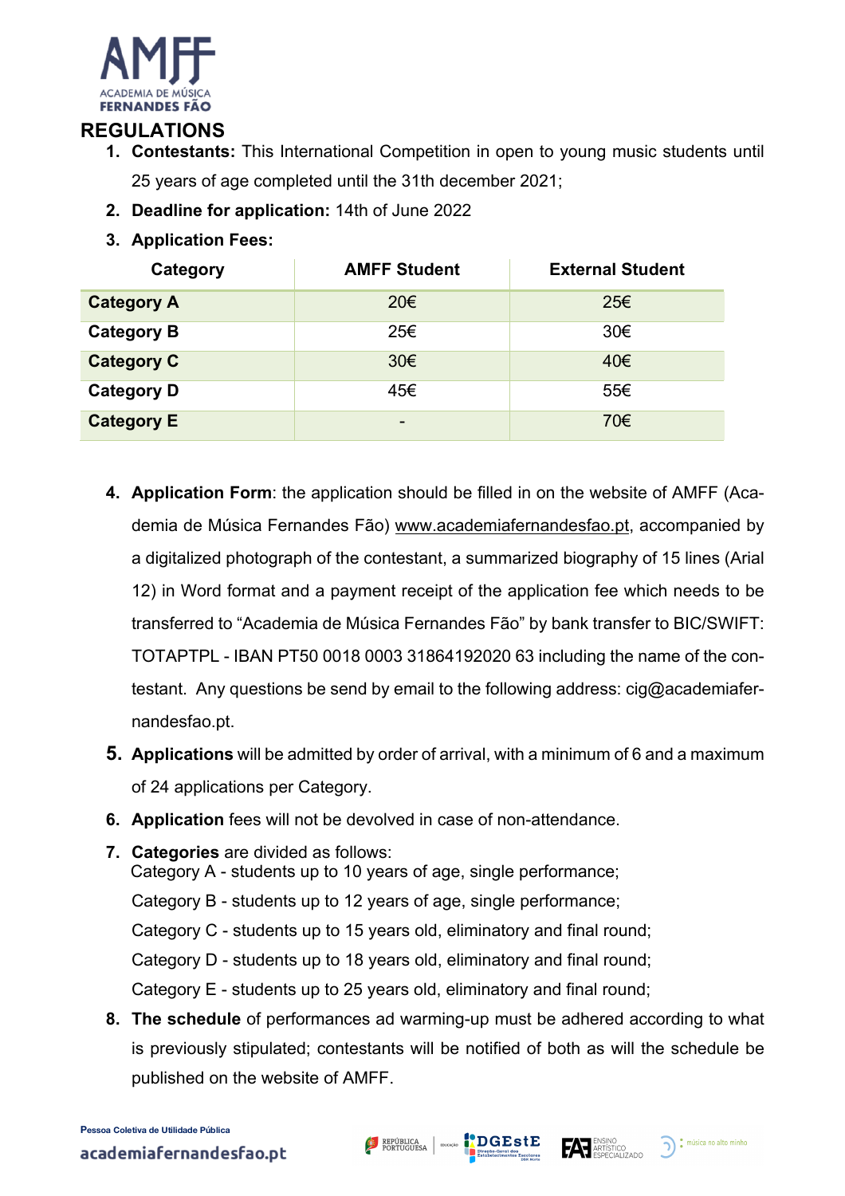## REGULATIONS

1. **Contestants:** This International Competition in open to young music students until 25 years of age completed until the 31th december 2021;
2. **Deadline for application:** 14th of June 2022
3. **Application Fees:**

| Category | AMFF Student | External Student |
|---|---|---|
| **Category A** | 20€ | 25€ |
| **Category B** | 25€ | 30€ |
| **Category C** | 30€ | 40€ |
| **Category D** | 45€ | 55€ |
| **Category E** | - | 70€ |

4. **Application Form**: the application should be filled in on the website of AMFF (Academia de Música Fernandes Fão) www.academiafernandesfao.pt, accompanied by a digitalized photograph of the contestant, a summarized biography of 15 lines (Arial 12) in Word format and a payment receipt of the application fee which needs to be transferred to "Academia de Música Fernandes Fão" by bank transfer to BIC/SWIFT: TOTAPTPL - IBAN PT50 0018 0003 31864192020 63 including the name of the contestant. Any questions be send by email to the following address: cig@academiafernandesfao.pt.
5. **Applications** will be admitted by order of arrival, with a minimum of 6 and a maximum of 24 applications per Category.
6. **Application** fees will not be devolved in case of non-attendance.
7. **Categories** are divided as follows:
   Category A - students up to 10 years of age, single performance;
   Category B - students up to 12 years of age, single performance;
   Category C - students up to 15 years old, eliminatory and final round;
   Category D - students up to 18 years old, eliminatory and final round;
   Category E - students up to 25 years old, eliminatory and final round;
8. **The schedule** of performances ad warming-up must be adhered according to what is previously stipulated; contestants will be notified of both as will the schedule be published on the website of AMFF.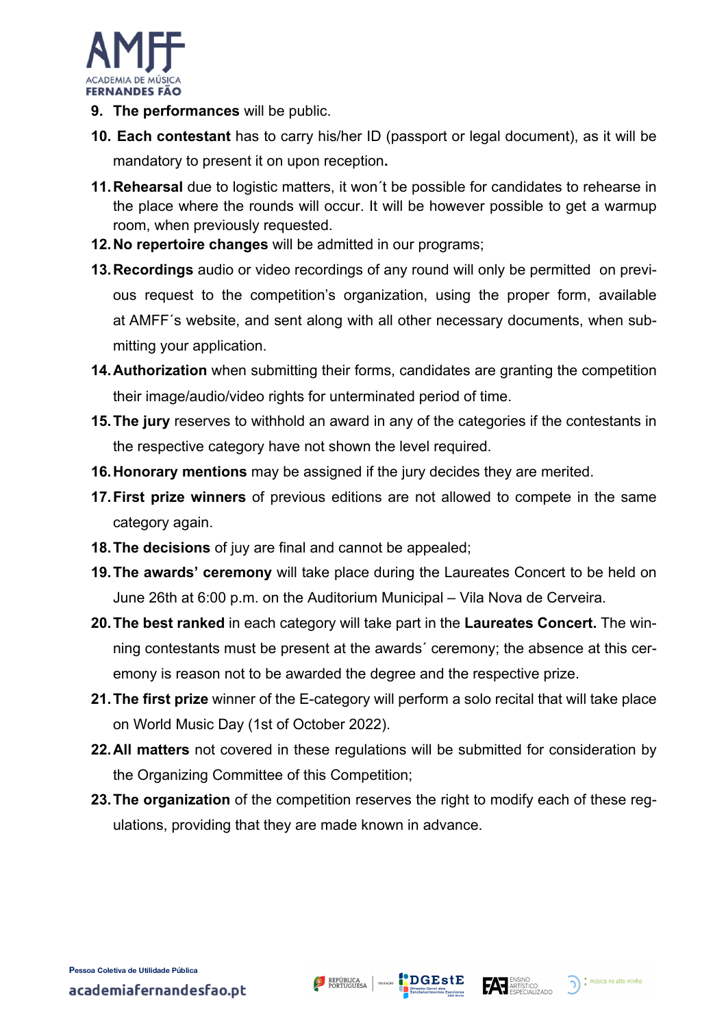9. **The performances** will be public.
10. **Each contestant** has to carry his/her ID (passport or legal document), as it will be mandatory to present it on upon reception**.**
11. **Rehearsal** due to logistic matters, it won´t be possible for candidates to rehearse in the place where the rounds will occur. It will be however possible to get a warmup room, when previously requested.
12. **No repertoire changes** will be admitted in our programs;
13. **Recordings** audio or video recordings of any round will only be permitted on previous request to the competition's organization, using the proper form, available at AMFF´s website, and sent along with all other necessary documents, when submitting your application.
14. **Authorization** when submitting their forms, candidates are granting the competition their image/audio/video rights for unterminated period of time.
15. **The jury** reserves to withhold an award in any of the categories if the contestants in the respective category have not shown the level required.
16. **Honorary mentions** may be assigned if the jury decides they are merited.
17. **First prize winners** of previous editions are not allowed to compete in the same category again.
18. **The decisions** of juy are final and cannot be appealed;
19. **The awards' ceremony** will take place during the Laureates Concert to be held on June 26th at 6:00 p.m. on the Auditorium Municipal – Vila Nova de Cerveira.
20. **The best ranked** in each category will take part in the **Laureates Concert.** The winning contestants must be present at the awards´ ceremony; the absence at this ceremony is reason not to be awarded the degree and the respective prize.
21. **The first prize** winner of the E-category will perform a solo recital that will take place on World Music Day (1st of October 2022).
22. **All matters** not covered in these regulations will be submitted for consideration by the Organizing Committee of this Competition;
23. **The organization** of the competition reserves the right to modify each of these regulations, providing that they are made known in advance.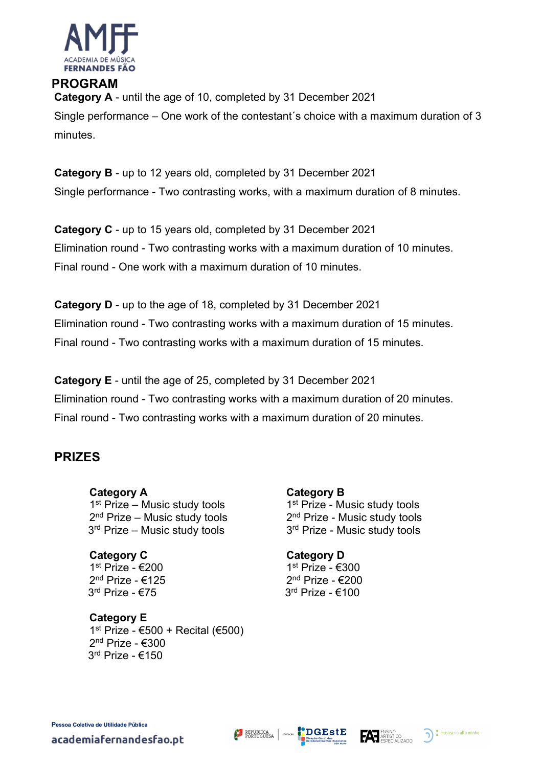## PROGRAM

**Category A** - until the age of 10, completed by 31 December 2021

Single performance – One work of the contestant´s choice with a maximum duration of 3 minutes.

**Category B** - up to 12 years old, completed by 31 December 2021

Single performance - Two contrasting works, with a maximum duration of 8 minutes.

**Category C** - up to 15 years old, completed by 31 December 2021

Elimination round - Two contrasting works with a maximum duration of 10 minutes.

Final round - One work with a maximum duration of 10 minutes.

**Category D** - up to the age of 18, completed by 31 December 2021

Elimination round - Two contrasting works with a maximum duration of 15 minutes.

Final round - Two contrasting works with a maximum duration of 15 minutes.

**Category E** - until the age of 25, completed by 31 December 2021

Elimination round - Two contrasting works with a maximum duration of 20 minutes.

Final round - Two contrasting works with a maximum duration of 20 minutes.

## PRIZES

**Category A**
1st Prize – Music study tools
2nd Prize – Music study tools
3rd Prize – Music study tools

**Category B**
1st Prize - Music study tools
2nd Prize - Music study tools
3rd Prize - Music study tools

**Category C**
1st Prize - €200
2nd Prize - €125
3rd Prize - €75

**Category D**
1st Prize - €300
2nd Prize - €200
3rd Prize - €100

**Category E**
1st Prize - €500 + Recital (€500)
2nd Prize - €300
3rd Prize - €150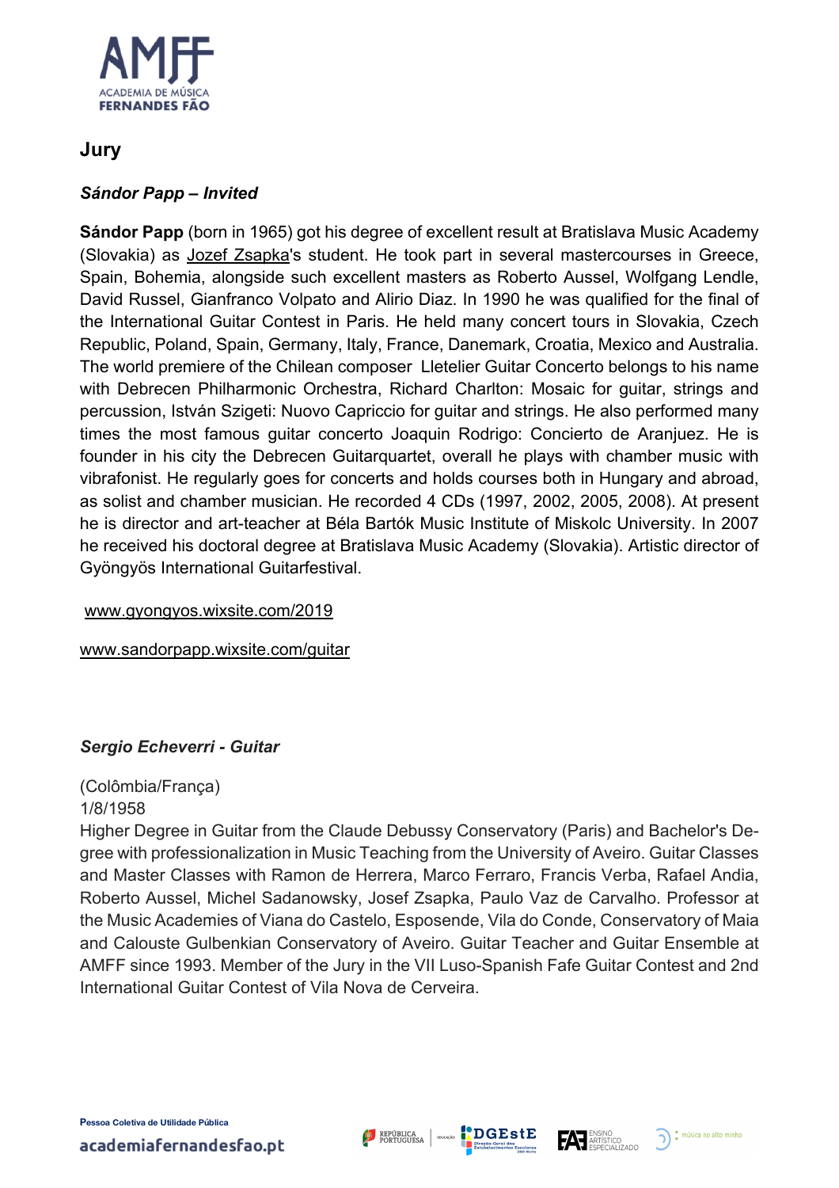## Jury

### *Sándor Papp – Invited*

**Sándor Papp** (born in 1965) got his degree of excellent result at Bratislava Music Academy (Slovakia) as Jozef Zsapka's student. He took part in several mastercourses in Greece, Spain, Bohemia, alongside such excellent masters as Roberto Aussel, Wolfgang Lendle, David Russel, Gianfranco Volpato and Alirio Diaz. In 1990 he was qualified for the final of the International Guitar Contest in Paris. He held many concert tours in Slovakia, Czech Republic, Poland, Spain, Germany, Italy, France, Danemark, Croatia, Mexico and Australia. The world premiere of the Chilean composer Lletelier Guitar Concerto belongs to his name with Debrecen Philharmonic Orchestra, Richard Charlton: Mosaic for guitar, strings and percussion, István Szigeti: Nuovo Capriccio for guitar and strings. He also performed many times the most famous guitar concerto Joaquin Rodrigo: Concierto de Aranjuez. He is founder in his city the Debrecen Guitarquartet, overall he plays with chamber music with vibrafonist. He regularly goes for concerts and holds courses both in Hungary and abroad, as solist and chamber musician. He recorded 4 CDs (1997, 2002, 2005, 2008). At present he is director and art-teacher at Béla Bartók Music Institute of Miskolc University. In 2007 he received his doctoral degree at Bratislava Music Academy (Slovakia). Artistic director of Gyöngyös International Guitarfestival.

www.gyongyos.wixsite.com/2019

www.sandorpapp.wixsite.com/guitar

### *Sergio Echeverri - Guitar*

(Colômbia/França)
1/8/1958
Higher Degree in Guitar from the Claude Debussy Conservatory (Paris) and Bachelor's Degree with professionalization in Music Teaching from the University of Aveiro. Guitar Classes and Master Classes with Ramon de Herrera, Marco Ferraro, Francis Verba, Rafael Andia, Roberto Aussel, Michel Sadanowsky, Josef Zsapka, Paulo Vaz de Carvalho. Professor at the Music Academies of Viana do Castelo, Esposende, Vila do Conde, Conservatory of Maia and Calouste Gulbenkian Conservatory of Aveiro. Guitar Teacher and Guitar Ensemble at AMFF since 1993. Member of the Jury in the VII Luso-Spanish Fafe Guitar Contest and 2nd International Guitar Contest of Vila Nova de Cerveira.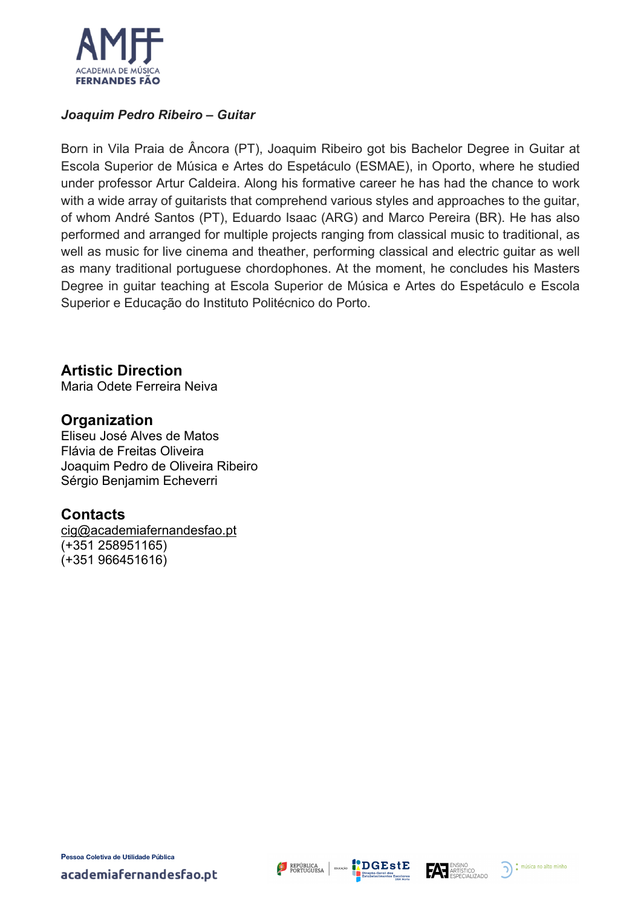*Joaquim Pedro Ribeiro – Guitar*

Born in Vila Praia de Âncora (PT), Joaquim Ribeiro got bis Bachelor Degree in Guitar at Escola Superior de Música e Artes do Espetáculo (ESMAE), in Oporto, where he studied under professor Artur Caldeira. Along his formative career he has had the chance to work with a wide array of guitarists that comprehend various styles and approaches to the guitar, of whom André Santos (PT), Eduardo Isaac (ARG) and Marco Pereira (BR). He has also performed and arranged for multiple projects ranging from classical music to traditional, as well as music for live cinema and theather, performing classical and electric guitar as well as many traditional portuguese chordophones. At the moment, he concludes his Masters Degree in guitar teaching at Escola Superior de Música e Artes do Espetáculo e Escola Superior e Educação do Instituto Politécnico do Porto.

## Artistic Direction

Maria Odete Ferreira Neiva

## Organization

Eliseu José Alves de Matos
Flávia de Freitas Oliveira
Joaquim Pedro de Oliveira Ribeiro
Sérgio Benjamim Echeverri

## Contacts

cig@academiafernandesfao.pt
(+351 258951165)
(+351 966451616)

**Pessoa Coletiva de Utilidade Pública**

academiafernandesfao.pt